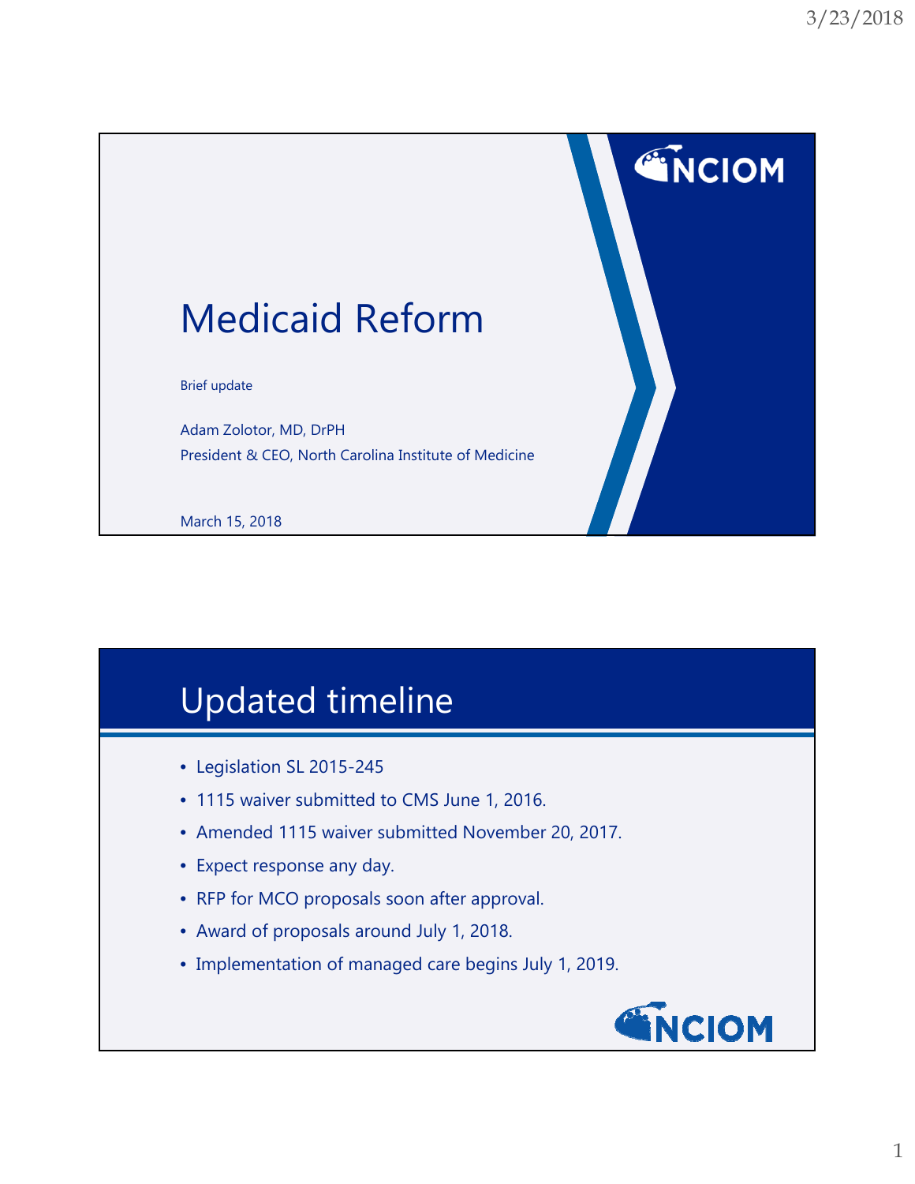# Medicaid Reform

Brief update

Adam Zolotor, MD, DrPH
President & CEO, North Carolina Institute of Medicine

March 15, 2018

## Updated timeline

- Legislation SL 2015-245
- 1115 waiver submitted to CMS June 1, 2016.
- Amended 1115 waiver submitted November 20, 2017.
- Expect response any day.
- RFP for MCO proposals soon after approval.
- Award of proposals around July 1, 2018.
- Implementation of managed care begins July 1, 2019.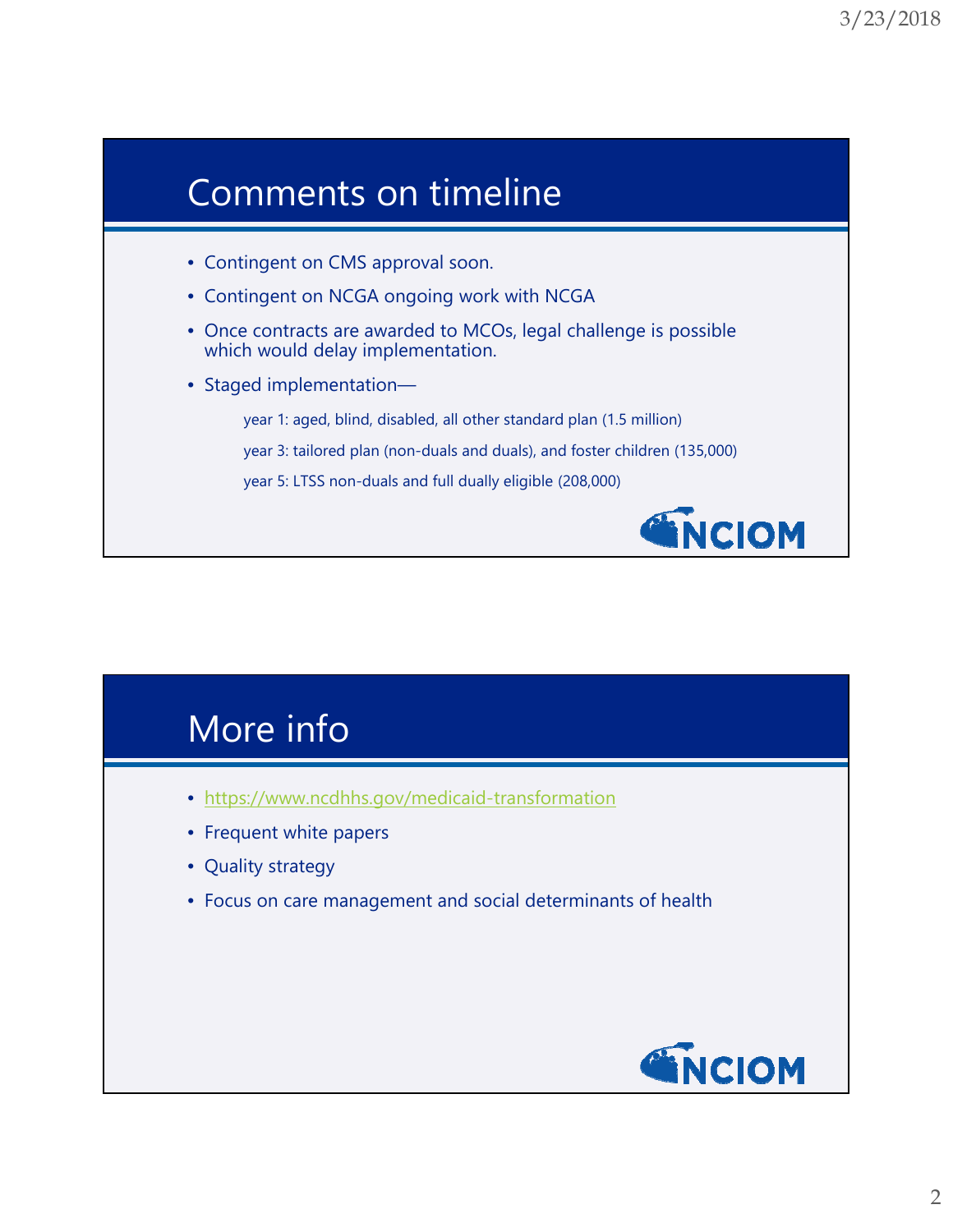## Comments on timeline

- Contingent on CMS approval soon.
- Contingent on NCGA ongoing work with NCGA
- Once contracts are awarded to MCOs, legal challenge is possible which would delay implementation.
- Staged implementation—
  - year 1: aged, blind, disabled, all other standard plan (1.5 million)
  - year 3: tailored plan (non-duals and duals), and foster children (135,000)
  - year 5: LTSS non-duals and full dually eligible (208,000)

## More info

- https://www.ncdhhs.gov/medicaid-transformation
- Frequent white papers
- Quality strategy
- Focus on care management and social determinants of health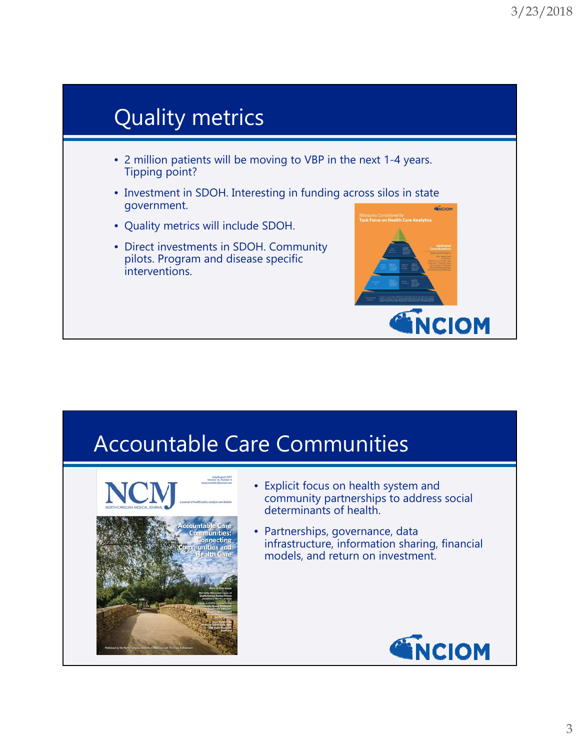## Quality metrics

- 2 million patients will be moving to VBP in the next 1-4 years. Tipping point?
- Investment in SDOH. Interesting in funding across silos in state government.
- Quality metrics will include SDOH.
- Direct investments in SDOH. Community pilots. Program and disease specific interventions.

## Accountable Care Communities

- Explicit focus on health system and community partnerships to address social determinants of health.
- Partnerships, governance, data infrastructure, information sharing, financial models, and return on investment.